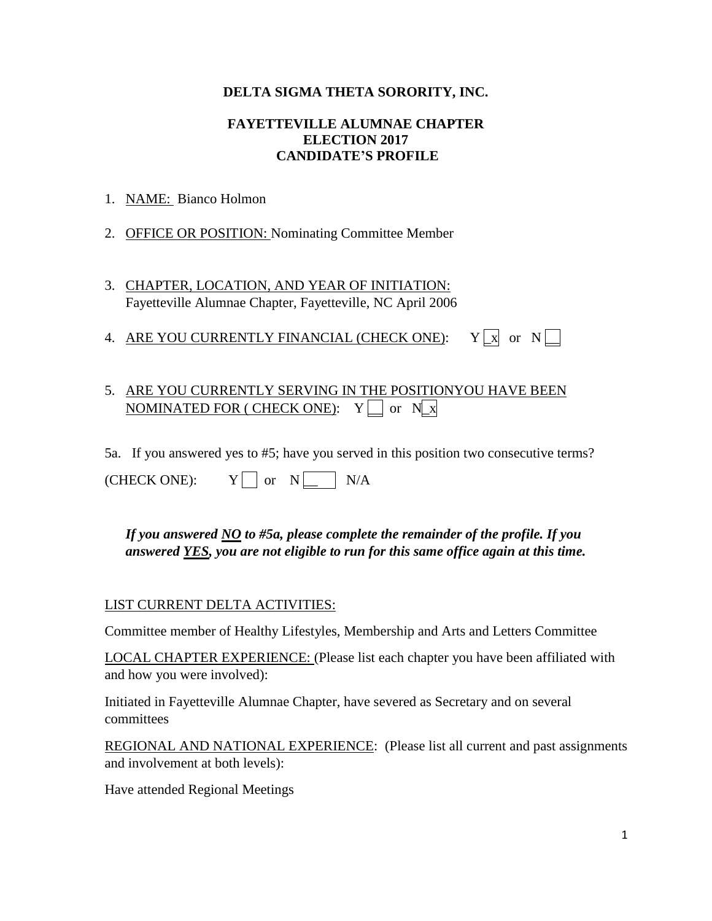**DELTA SIGMA THETA SORORITY, INC.**

**FAYETTEVILLE ALUMNAE CHAPTER**
**ELECTION 2017**
**CANDIDATE'S PROFILE**

1. NAME: Bianco Holmon

2. OFFICE OR POSITION: Nominating Committee Member

3. CHAPTER, LOCATION, AND YEAR OF INITIATION:
   Fayetteville Alumnae Chapter, Fayetteville, NC April 2006

4. ARE YOU CURRENTLY FINANCIAL (CHECK ONE): Y [_x] or N [__]

5. ARE YOU CURRENTLY SERVING IN THE POSITIONYOU HAVE BEEN NOMINATED FOR ( CHECK ONE): Y [__] or N [_x]

5a. If you answered yes to #5; have you served in this position two consecutive terms?

(CHECK ONE): Y [ ] or N [__] N/A

***If you answered NO to #5a, please complete the remainder of the profile. If you answered YES, you are not eligible to run for this same office again at this time.***

LIST CURRENT DELTA ACTIVITIES:

Committee member of Healthy Lifestyles, Membership and Arts and Letters Committee

LOCAL CHAPTER EXPERIENCE: (Please list each chapter you have been affiliated with and how you were involved):

Initiated in Fayetteville Alumnae Chapter, have severed as Secretary and on several committees

REGIONAL AND NATIONAL EXPERIENCE: (Please list all current and past assignments and involvement at both levels):

Have attended Regional Meetings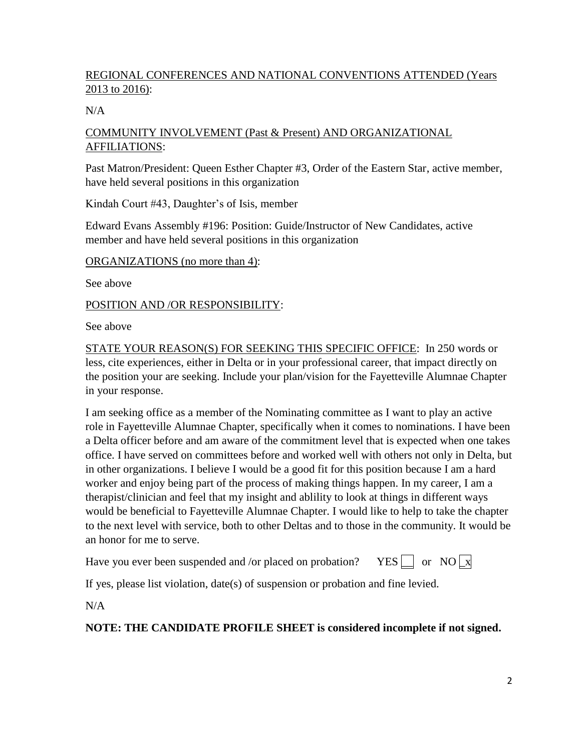REGIONAL CONFERENCES AND NATIONAL CONVENTIONS ATTENDED (Years 2013 to 2016):

N/A

COMMUNITY INVOLVEMENT (Past & Present) AND ORGANIZATIONAL AFFILIATIONS:

Past Matron/President: Queen Esther Chapter #3, Order of the Eastern Star, active member, have held several positions in this organization

Kindah Court #43, Daughter's of Isis, member

Edward Evans Assembly #196: Position: Guide/Instructor of New Candidates, active member and have held several positions in this organization

ORGANIZATIONS (no more than 4):

See above

POSITION AND /OR RESPONSIBILITY:

See above

STATE YOUR REASON(S) FOR SEEKING THIS SPECIFIC OFFICE: In 250 words or less, cite experiences, either in Delta or in your professional career, that impact directly on the position your are seeking. Include your plan/vision for the Fayetteville Alumnae Chapter in your response.

I am seeking office as a member of the Nominating committee as I want to play an active role in Fayetteville Alumnae Chapter, specifically when it comes to nominations. I have been a Delta officer before and am aware of the commitment level that is expected when one takes office. I have served on committees before and worked well with others not only in Delta, but in other organizations. I believe I would be a good fit for this position because I am a hard worker and enjoy being part of the process of making things happen. In my career, I am a therapist/clinician and feel that my insight and ablility to look at things in different ways would be beneficial to Fayetteville Alumnae Chapter. I would like to help to take the chapter to the next level with service, both to other Deltas and to those in the community. It would be an honor for me to serve.

Have you ever been suspended and /or placed on probation? YES [ ] or NO [x]

If yes, please list violation, date(s) of suspension or probation and fine levied.

N/A

**NOTE: THE CANDIDATE PROFILE SHEET is considered incomplete if not signed.**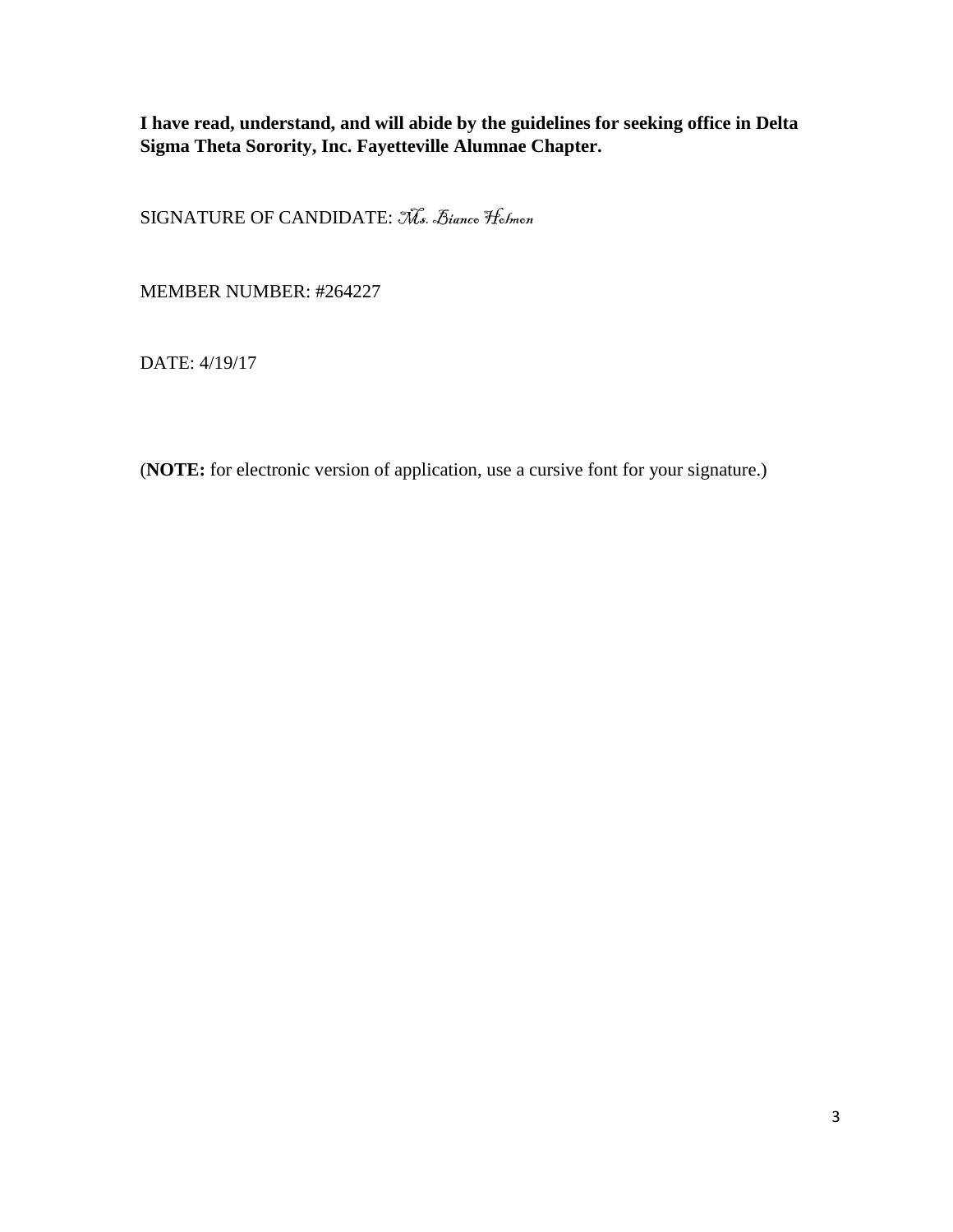**I have read, understand, and will abide by the guidelines for seeking office in Delta Sigma Theta Sorority, Inc. Fayetteville Alumnae Chapter.**

SIGNATURE OF CANDIDATE: *Ms. Bianco Holmon*

MEMBER NUMBER: #264227

DATE: 4/19/17

(**NOTE:** for electronic version of application, use a cursive font for your signature.)